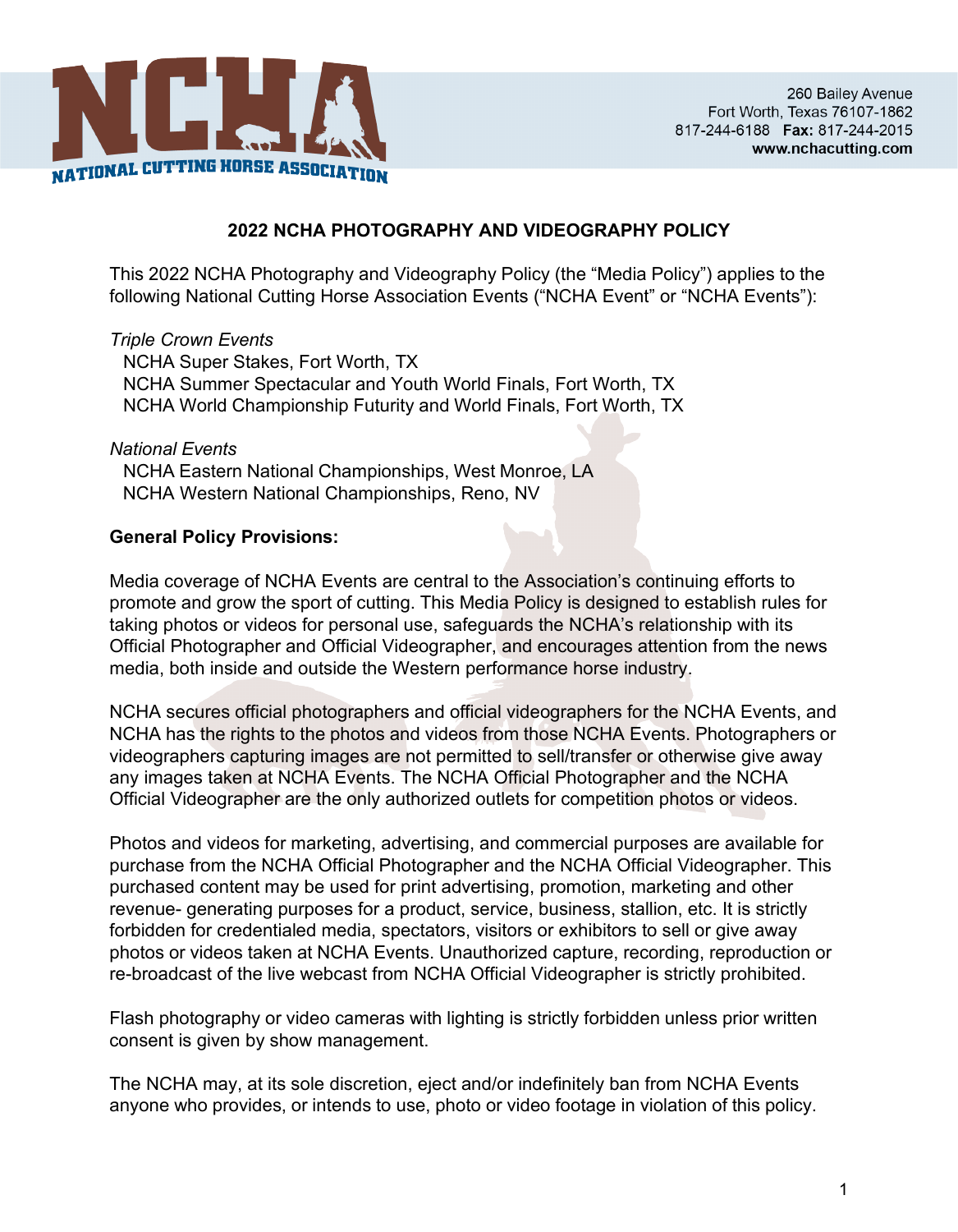260 Bailey Avenue
Fort Worth, Texas 76107-1862
817-244-6188 **Fax:** 817-244-2015
**www.nchacutting.com**

# 2022 NCHA PHOTOGRAPHY AND VIDEOGRAPHY POLICY

This 2022 NCHA Photography and Videography Policy (the "Media Policy") applies to the following National Cutting Horse Association Events ("NCHA Event" or "NCHA Events"):

*Triple Crown Events*
NCHA Super Stakes, Fort Worth, TX
NCHA Summer Spectacular and Youth World Finals, Fort Worth, TX
NCHA World Championship Futurity and World Finals, Fort Worth, TX

*National Events*
NCHA Eastern National Championships, West Monroe, LA
NCHA Western National Championships, Reno, NV

**General Policy Provisions:**

Media coverage of NCHA Events are central to the Association's continuing efforts to promote and grow the sport of cutting. This Media Policy is designed to establish rules for taking photos or videos for personal use, safeguards the NCHA's relationship with its Official Photographer and Official Videographer, and encourages attention from the news media, both inside and outside the Western performance horse industry.

NCHA secures official photographers and official videographers for the NCHA Events, and NCHA has the rights to the photos and videos from those NCHA Events. Photographers or videographers capturing images are not permitted to sell/transfer or otherwise give away any images taken at NCHA Events. The NCHA Official Photographer and the NCHA Official Videographer are the only authorized outlets for competition photos or videos.

Photos and videos for marketing, advertising, and commercial purposes are available for purchase from the NCHA Official Photographer and the NCHA Official Videographer. This purchased content may be used for print advertising, promotion, marketing and other revenue- generating purposes for a product, service, business, stallion, etc. It is strictly forbidden for credentialed media, spectators, visitors or exhibitors to sell or give away photos or videos taken at NCHA Events. Unauthorized capture, recording, reproduction or re-broadcast of the live webcast from NCHA Official Videographer is strictly prohibited.

Flash photography or video cameras with lighting is strictly forbidden unless prior written consent is given by show management.

The NCHA may, at its sole discretion, eject and/or indefinitely ban from NCHA Events anyone who provides, or intends to use, photo or video footage in violation of this policy.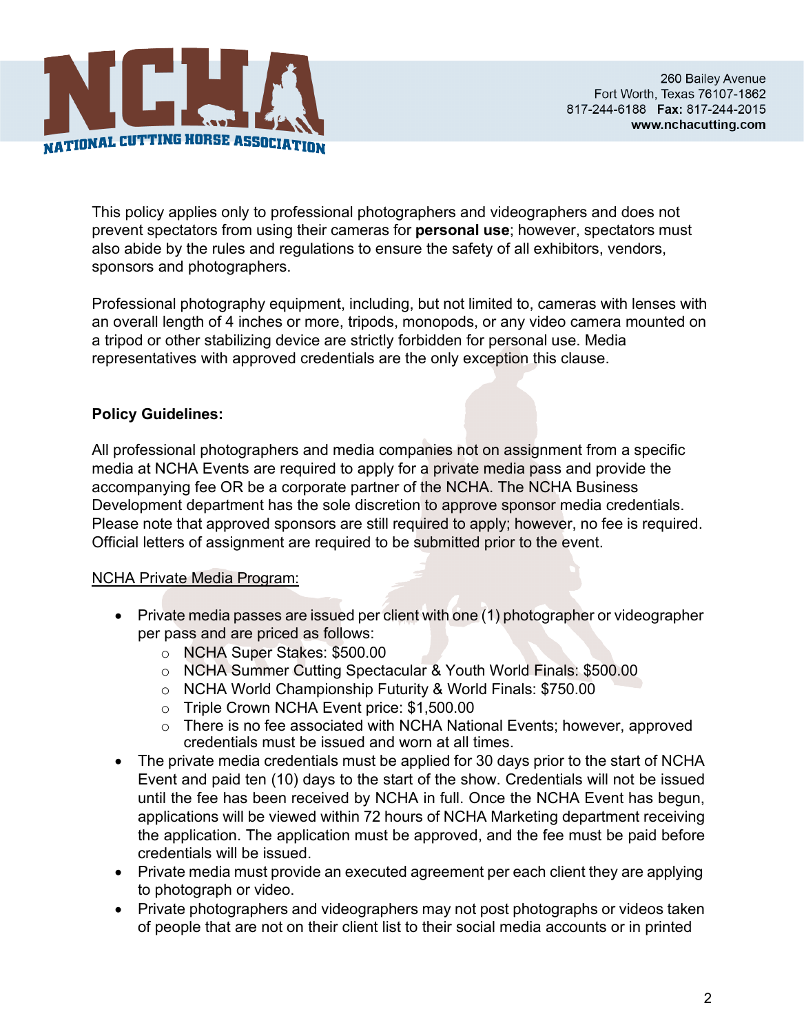This policy applies only to professional photographers and videographers and does not prevent spectators from using their cameras for **personal use**; however, spectators must also abide by the rules and regulations to ensure the safety of all exhibitors, vendors, sponsors and photographers.

Professional photography equipment, including, but not limited to, cameras with lenses with an overall length of 4 inches or more, tripods, monopods, or any video camera mounted on a tripod or other stabilizing device are strictly forbidden for personal use. Media representatives with approved credentials are the only exception this clause.

**Policy Guidelines:**

All professional photographers and media companies not on assignment from a specific media at NCHA Events are required to apply for a private media pass and provide the accompanying fee OR be a corporate partner of the NCHA. The NCHA Business Development department has the sole discretion to approve sponsor media credentials. Please note that approved sponsors are still required to apply; however, no fee is required. Official letters of assignment are required to be submitted prior to the event.

NCHA Private Media Program:

- Private media passes are issued per client with one (1) photographer or videographer per pass and are priced as follows:
  - NCHA Super Stakes: $500.00
  - NCHA Summer Cutting Spectacular & Youth World Finals: $500.00
  - NCHA World Championship Futurity & World Finals: $750.00
  - Triple Crown NCHA Event price: $1,500.00
  - There is no fee associated with NCHA National Events; however, approved credentials must be issued and worn at all times.
- The private media credentials must be applied for 30 days prior to the start of NCHA Event and paid ten (10) days to the start of the show. Credentials will not be issued until the fee has been received by NCHA in full. Once the NCHA Event has begun, applications will be viewed within 72 hours of NCHA Marketing department receiving the application. The application must be approved, and the fee must be paid before credentials will be issued.
- Private media must provide an executed agreement per each client they are applying to photograph or video.
- Private photographers and videographers may not post photographs or videos taken of people that are not on their client list to their social media accounts or in printed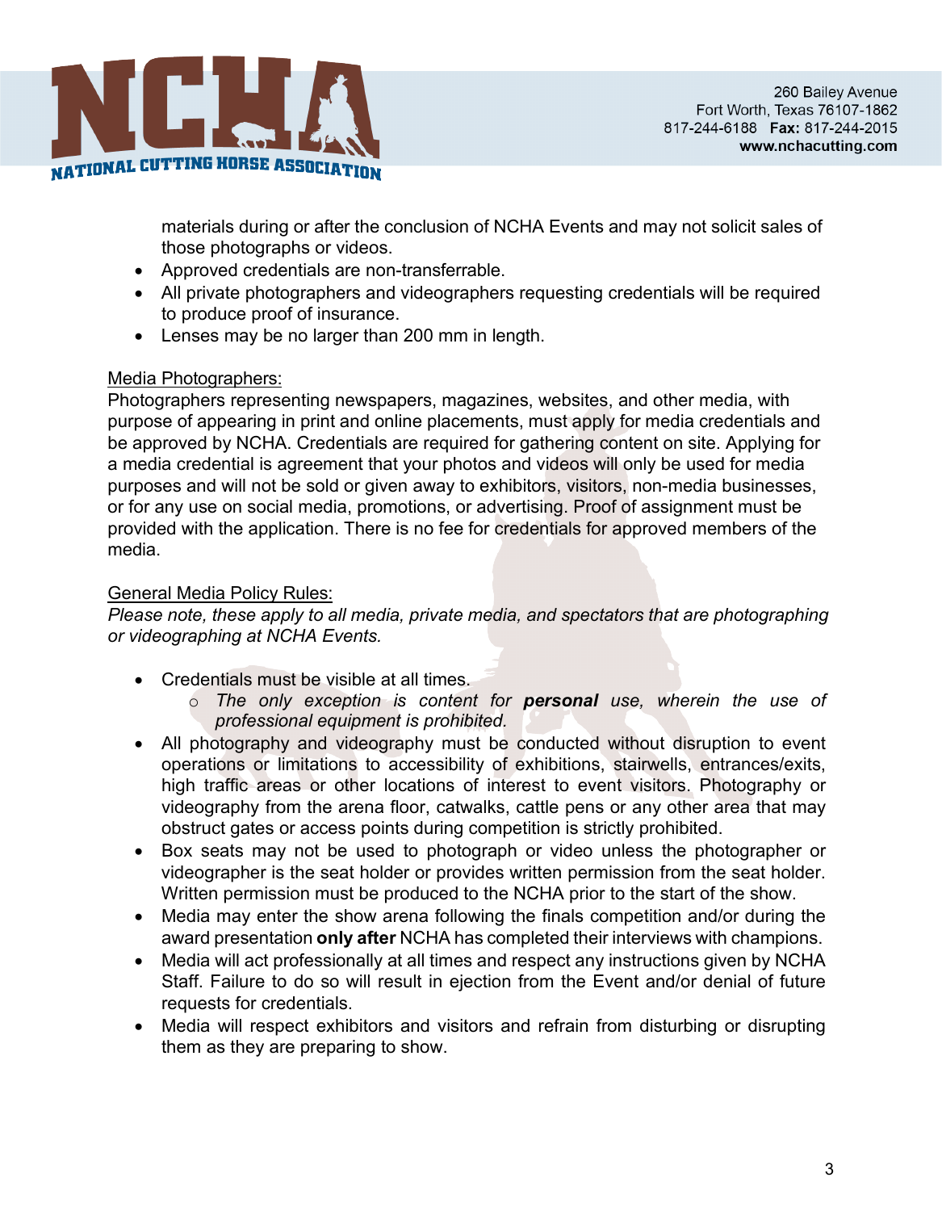materials during or after the conclusion of NCHA Events and may not solicit sales of those photographs or videos.

- Approved credentials are non-transferrable.
- All private photographers and videographers requesting credentials will be required to produce proof of insurance.
- Lenses may be no larger than 200 mm in length.

Media Photographers:

Photographers representing newspapers, magazines, websites, and other media, with purpose of appearing in print and online placements, must apply for media credentials and be approved by NCHA. Credentials are required for gathering content on site. Applying for a media credential is agreement that your photos and videos will only be used for media purposes and will not be sold or given away to exhibitors, visitors, non-media businesses, or for any use on social media, promotions, or advertising. Proof of assignment must be provided with the application. There is no fee for credentials for approved members of the media.

General Media Policy Rules:

*Please note, these apply to all media, private media, and spectators that are photographing or videographing at NCHA Events.*

- Credentials must be visible at all times.
    - *The only exception is content for **personal** use, wherein the use of professional equipment is prohibited.*
- All photography and videography must be conducted without disruption to event operations or limitations to accessibility of exhibitions, stairwells, entrances/exits, high traffic areas or other locations of interest to event visitors. Photography or videography from the arena floor, catwalks, cattle pens or any other area that may obstruct gates or access points during competition is strictly prohibited.
- Box seats may not be used to photograph or video unless the photographer or videographer is the seat holder or provides written permission from the seat holder. Written permission must be produced to the NCHA prior to the start of the show.
- Media may enter the show arena following the finals competition and/or during the award presentation **only after** NCHA has completed their interviews with champions.
- Media will act professionally at all times and respect any instructions given by NCHA Staff. Failure to do so will result in ejection from the Event and/or denial of future requests for credentials.
- Media will respect exhibitors and visitors and refrain from disturbing or disrupting them as they are preparing to show.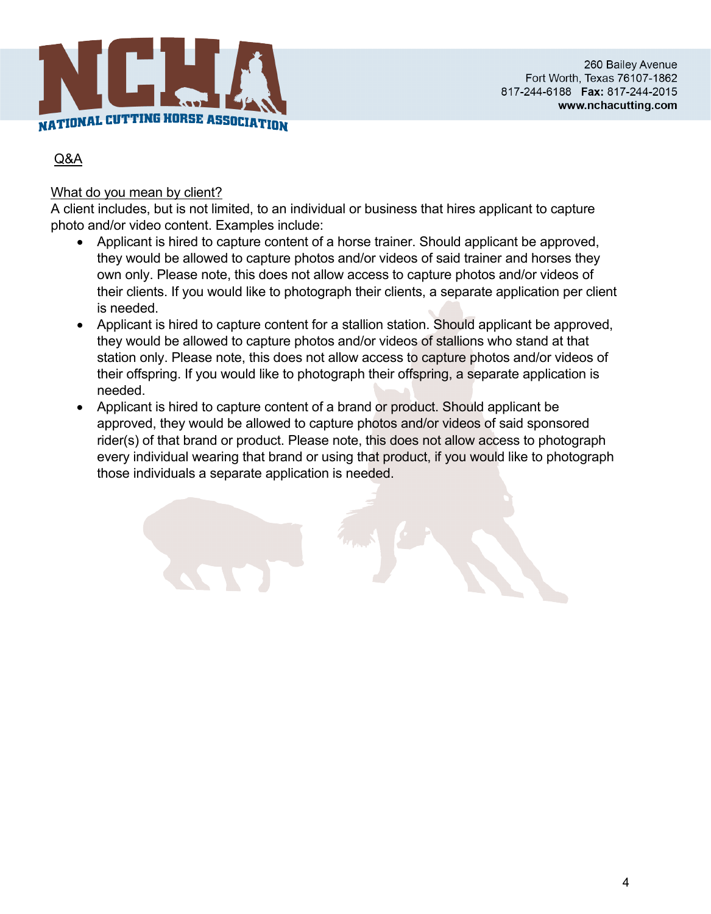Q&A

What do you mean by client?

A client includes, but is not limited, to an individual or business that hires applicant to capture photo and/or video content. Examples include:

- Applicant is hired to capture content of a horse trainer. Should applicant be approved, they would be allowed to capture photos and/or videos of said trainer and horses they own only. Please note, this does not allow access to capture photos and/or videos of their clients. If you would like to photograph their clients, a separate application per client is needed.
- Applicant is hired to capture content for a stallion station. Should applicant be approved, they would be allowed to capture photos and/or videos of stallions who stand at that station only. Please note, this does not allow access to capture photos and/or videos of their offspring. If you would like to photograph their offspring, a separate application is needed.
- Applicant is hired to capture content of a brand or product. Should applicant be approved, they would be allowed to capture photos and/or videos of said sponsored rider(s) of that brand or product. Please note, this does not allow access to photograph every individual wearing that brand or using that product, if you would like to photograph those individuals a separate application is needed.